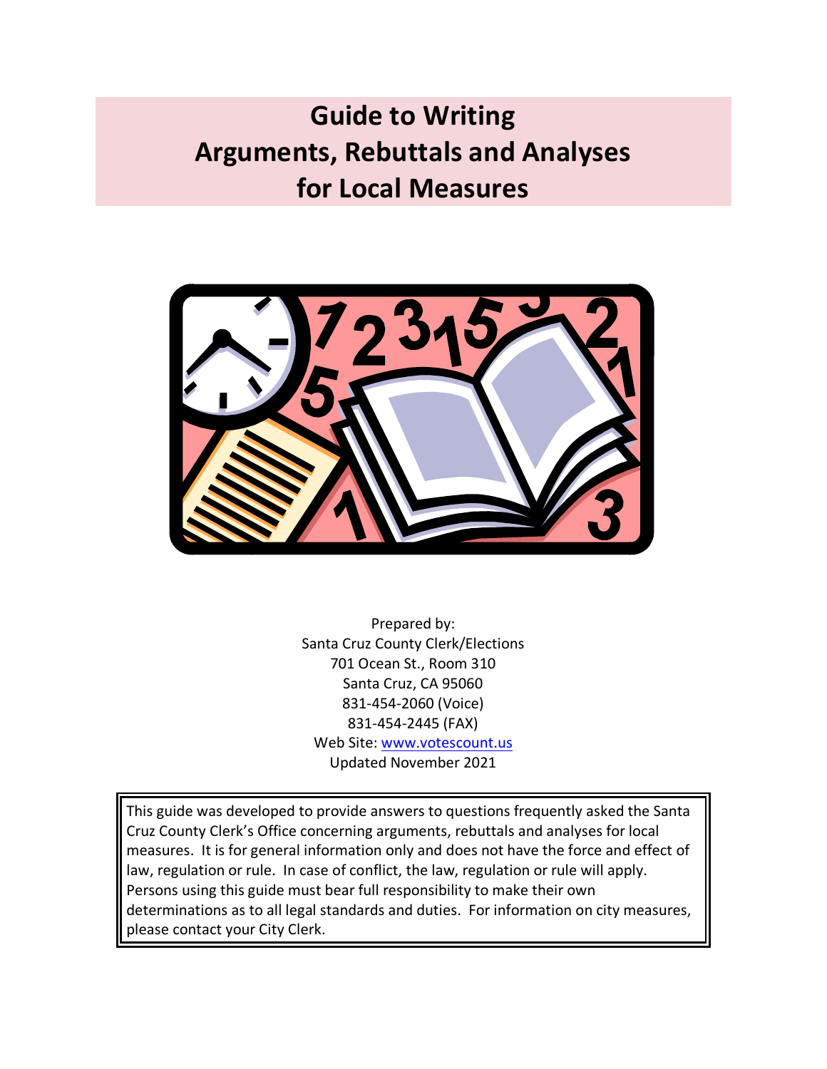# Guide to Writing Arguments, Rebuttals and Analyses for Local Measures

Prepared by:
Santa Cruz County Clerk/Elections
701 Ocean St., Room 310
Santa Cruz, CA 95060
831-454-2060 (Voice)
831-454-2445 (FAX)
Web Site: [www.votescount.us](http://www.votescount.us)
Updated November 2021

This guide was developed to provide answers to questions frequently asked the Santa Cruz County Clerk's Office concerning arguments, rebuttals and analyses for local measures. It is for general information only and does not have the force and effect of law, regulation or rule. In case of conflict, the law, regulation or rule will apply. Persons using this guide must bear full responsibility to make their own determinations as to all legal standards and duties. For information on city measures, please contact your City Clerk.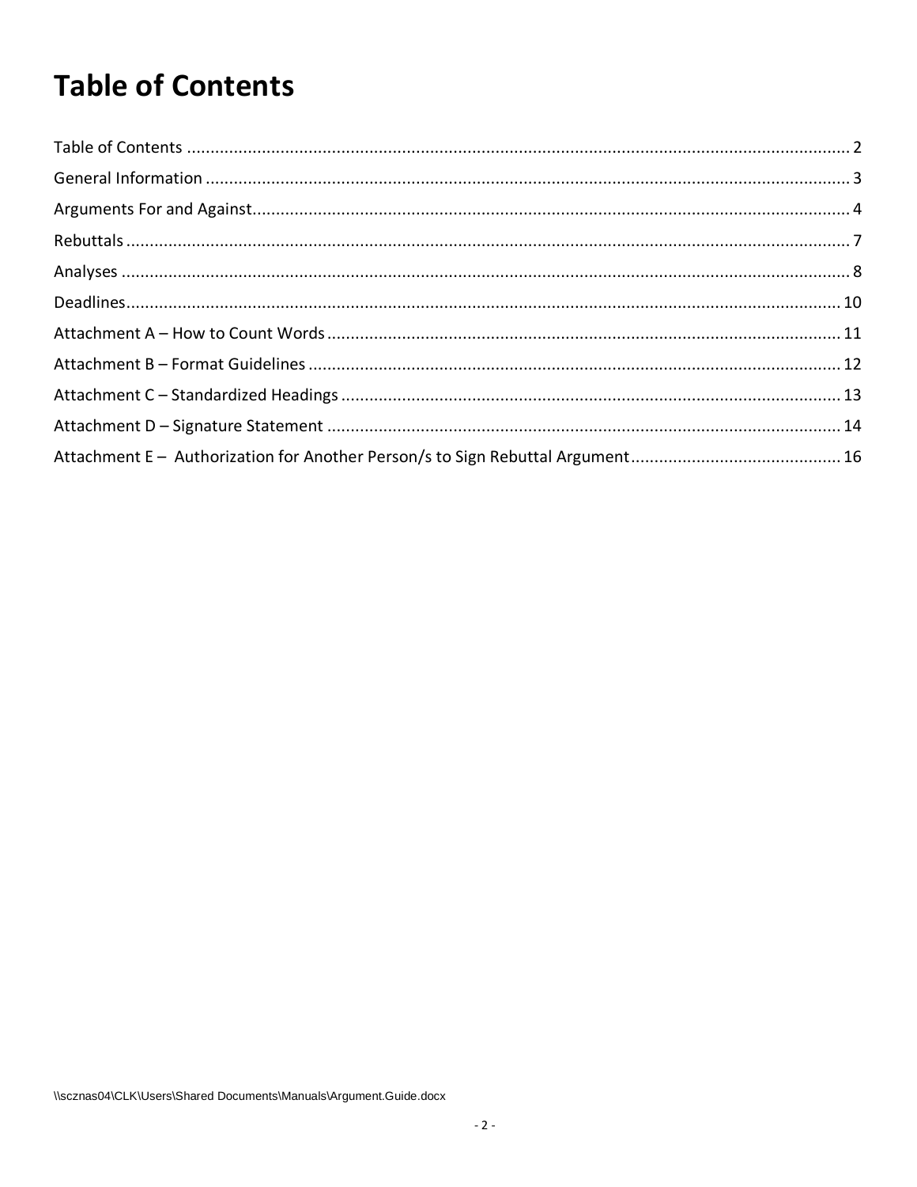# Table of Contents

| | |
|---|---|
| Table of Contents | 2 |
| General Information | 3 |
| Arguments For and Against | 4 |
| Rebuttals | 7 |
| Analyses | 8 |
| Deadlines | 10 |
| Attachment A – How to Count Words | 11 |
| Attachment B – Format Guidelines | 12 |
| Attachment C – Standardized Headings | 13 |
| Attachment D – Signature Statement | 14 |
| Attachment E – Authorization for Another Person/s to Sign Rebuttal Argument | 16 |

\\scznas04\CLK\Users\Shared Documents\Manuals\Argument.Guide.docx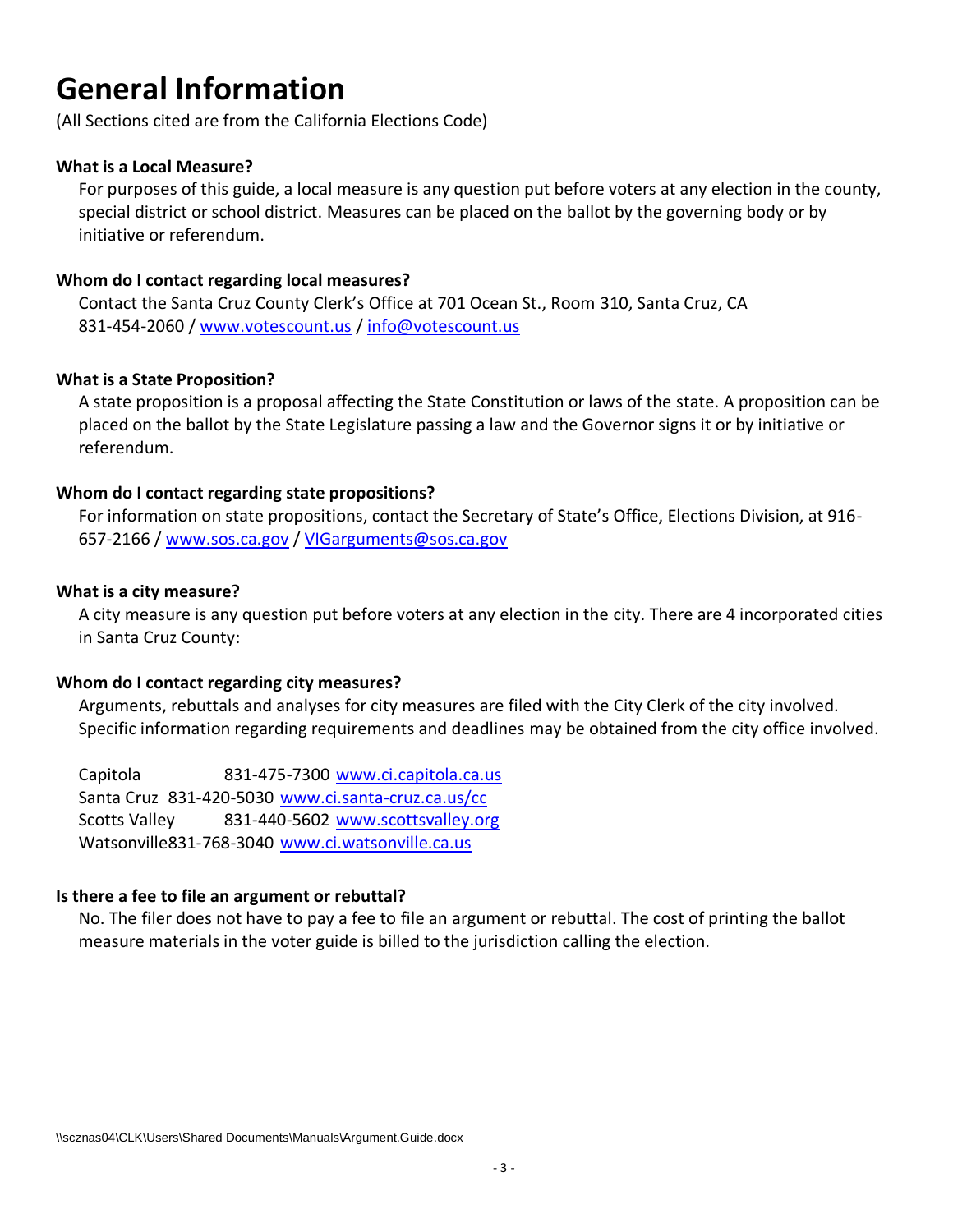# General Information

(All Sections cited are from the California Elections Code)

**What is a Local Measure?**

For purposes of this guide, a local measure is any question put before voters at any election in the county, special district or school district. Measures can be placed on the ballot by the governing body or by initiative or referendum.

**Whom do I contact regarding local measures?**

Contact the Santa Cruz County Clerk's Office at 701 Ocean St., Room 310, Santa Cruz, CA 831-454-2060 / www.votescount.us / info@votescount.us

**What is a State Proposition?**

A state proposition is a proposal affecting the State Constitution or laws of the state. A proposition can be placed on the ballot by the State Legislature passing a law and the Governor signs it or by initiative or referendum.

**Whom do I contact regarding state propositions?**

For information on state propositions, contact the Secretary of State's Office, Elections Division, at 916-657-2166 / www.sos.ca.gov / VIGarguments@sos.ca.gov

**What is a city measure?**

A city measure is any question put before voters at any election in the city. There are 4 incorporated cities in Santa Cruz County:

**Whom do I contact regarding city measures?**

Arguments, rebuttals and analyses for city measures are filed with the City Clerk of the city involved. Specific information regarding requirements and deadlines may be obtained from the city office involved.

Capitola 831-475-7300 www.ci.capitola.ca.us
Santa Cruz 831-420-5030 www.ci.santa-cruz.ca.us/cc
Scotts Valley 831-440-5602 www.scottsvalley.org
Watsonville 831-768-3040 www.ci.watsonville.ca.us

**Is there a fee to file an argument or rebuttal?**

No. The filer does not have to pay a fee to file an argument or rebuttal. The cost of printing the ballot measure materials in the voter guide is billed to the jurisdiction calling the election.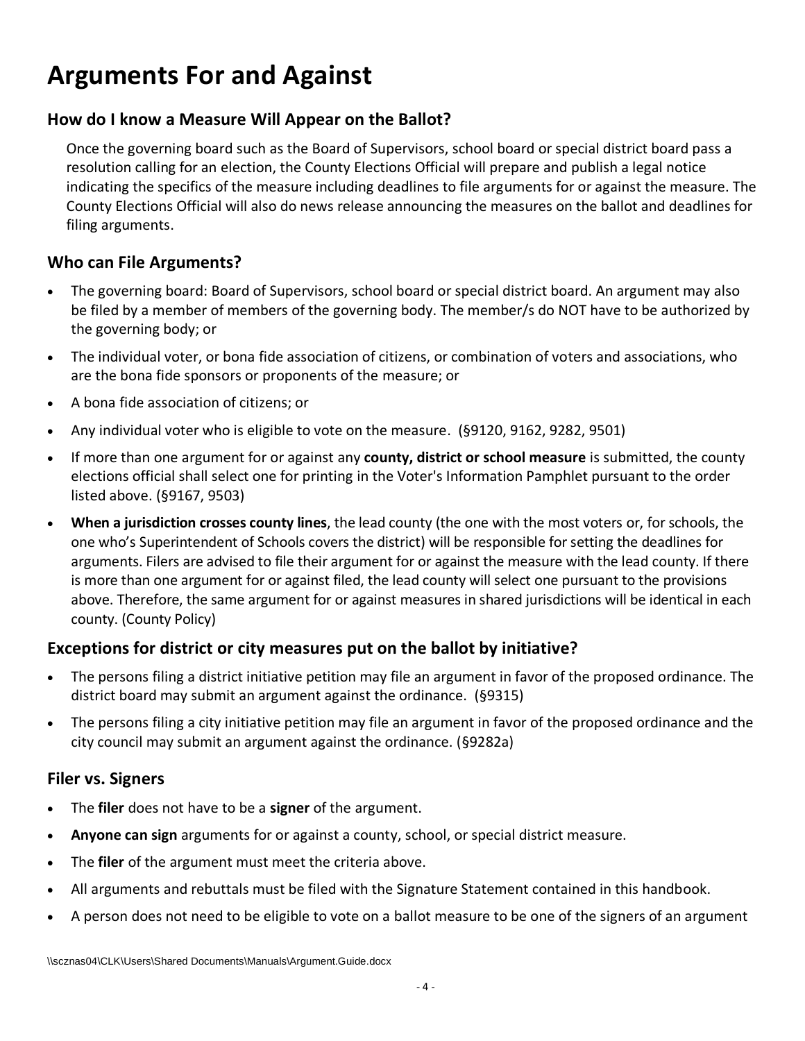# Arguments For and Against

## How do I know a Measure Will Appear on the Ballot?

Once the governing board such as the Board of Supervisors, school board or special district board pass a resolution calling for an election, the County Elections Official will prepare and publish a legal notice indicating the specifics of the measure including deadlines to file arguments for or against the measure. The County Elections Official will also do news release announcing the measures on the ballot and deadlines for filing arguments.

## Who can File Arguments?

- The governing board: Board of Supervisors, school board or special district board. An argument may also be filed by a member of members of the governing body. The member/s do NOT have to be authorized by the governing body; or
- The individual voter, or bona fide association of citizens, or combination of voters and associations, who are the bona fide sponsors or proponents of the measure; or
- A bona fide association of citizens; or
- Any individual voter who is eligible to vote on the measure. (§9120, 9162, 9282, 9501)
- If more than one argument for or against any **county, district or school measure** is submitted, the county elections official shall select one for printing in the Voter's Information Pamphlet pursuant to the order listed above. (§9167, 9503)
- **When a jurisdiction crosses county lines**, the lead county (the one with the most voters or, for schools, the one who's Superintendent of Schools covers the district) will be responsible for setting the deadlines for arguments. Filers are advised to file their argument for or against the measure with the lead county. If there is more than one argument for or against filed, the lead county will select one pursuant to the provisions above. Therefore, the same argument for or against measures in shared jurisdictions will be identical in each county. (County Policy)

## Exceptions for district or city measures put on the ballot by initiative?

- The persons filing a district initiative petition may file an argument in favor of the proposed ordinance. The district board may submit an argument against the ordinance. (§9315)
- The persons filing a city initiative petition may file an argument in favor of the proposed ordinance and the city council may submit an argument against the ordinance. (§9282a)

## Filer vs. Signers

- The **filer** does not have to be a **signer** of the argument.
- **Anyone can sign** arguments for or against a county, school, or special district measure.
- The **filer** of the argument must meet the criteria above.
- All arguments and rebuttals must be filed with the Signature Statement contained in this handbook.
- A person does not need to be eligible to vote on a ballot measure to be one of the signers of an argument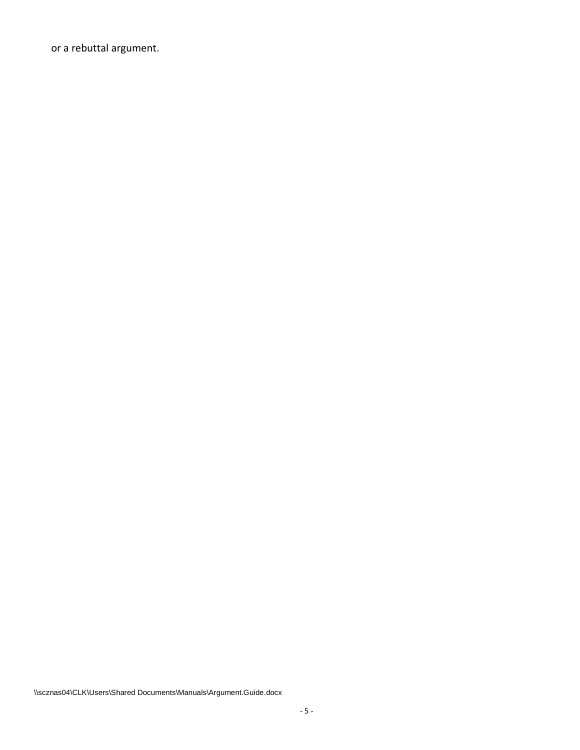or a rebuttal argument.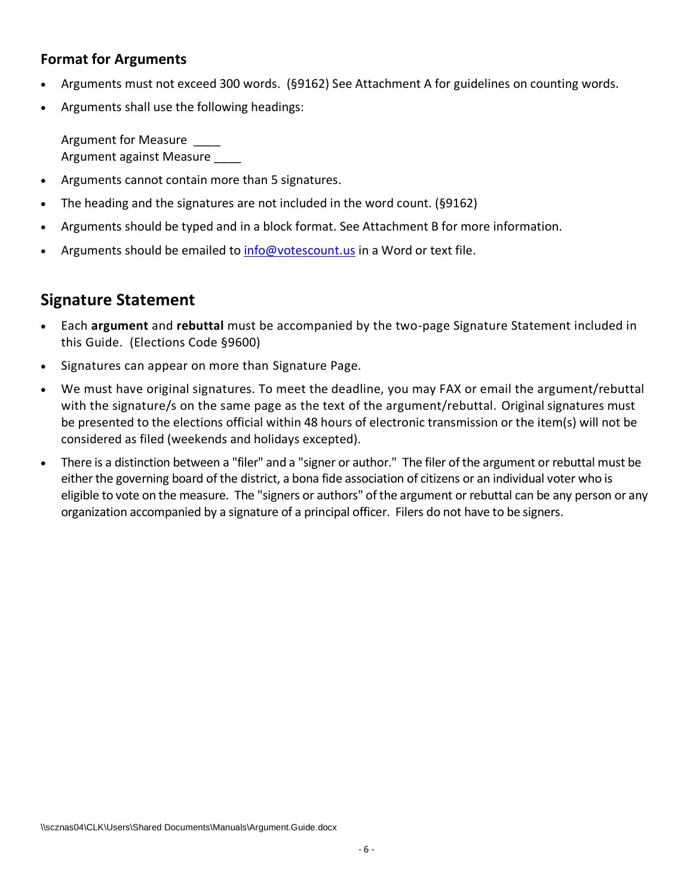### Format for Arguments

- Arguments must not exceed 300 words. (§9162) See Attachment A for guidelines on counting words.
- Arguments shall use the following headings:

  Argument for Measure ____
  Argument against Measure ____

- Arguments cannot contain more than 5 signatures.
- The heading and the signatures are not included in the word count. (§9162)
- Arguments should be typed and in a block format. See Attachment B for more information.
- Arguments should be emailed to info@votescount.us in a Word or text file.

## Signature Statement

- Each **argument** and **rebuttal** must be accompanied by the two-page Signature Statement included in this Guide. (Elections Code §9600)
- Signatures can appear on more than Signature Page.
- We must have original signatures. To meet the deadline, you may FAX or email the argument/rebuttal with the signature/s on the same page as the text of the argument/rebuttal. Original signatures must be presented to the elections official within 48 hours of electronic transmission or the item(s) will not be considered as filed (weekends and holidays excepted).
- There is a distinction between a "filer" and a "signer or author." The filer of the argument or rebuttal must be either the governing board of the district, a bona fide association of citizens or an individual voter who is eligible to vote on the measure. The "signers or authors" of the argument or rebuttal can be any person or any organization accompanied by a signature of a principal officer. Filers do not have to be signers.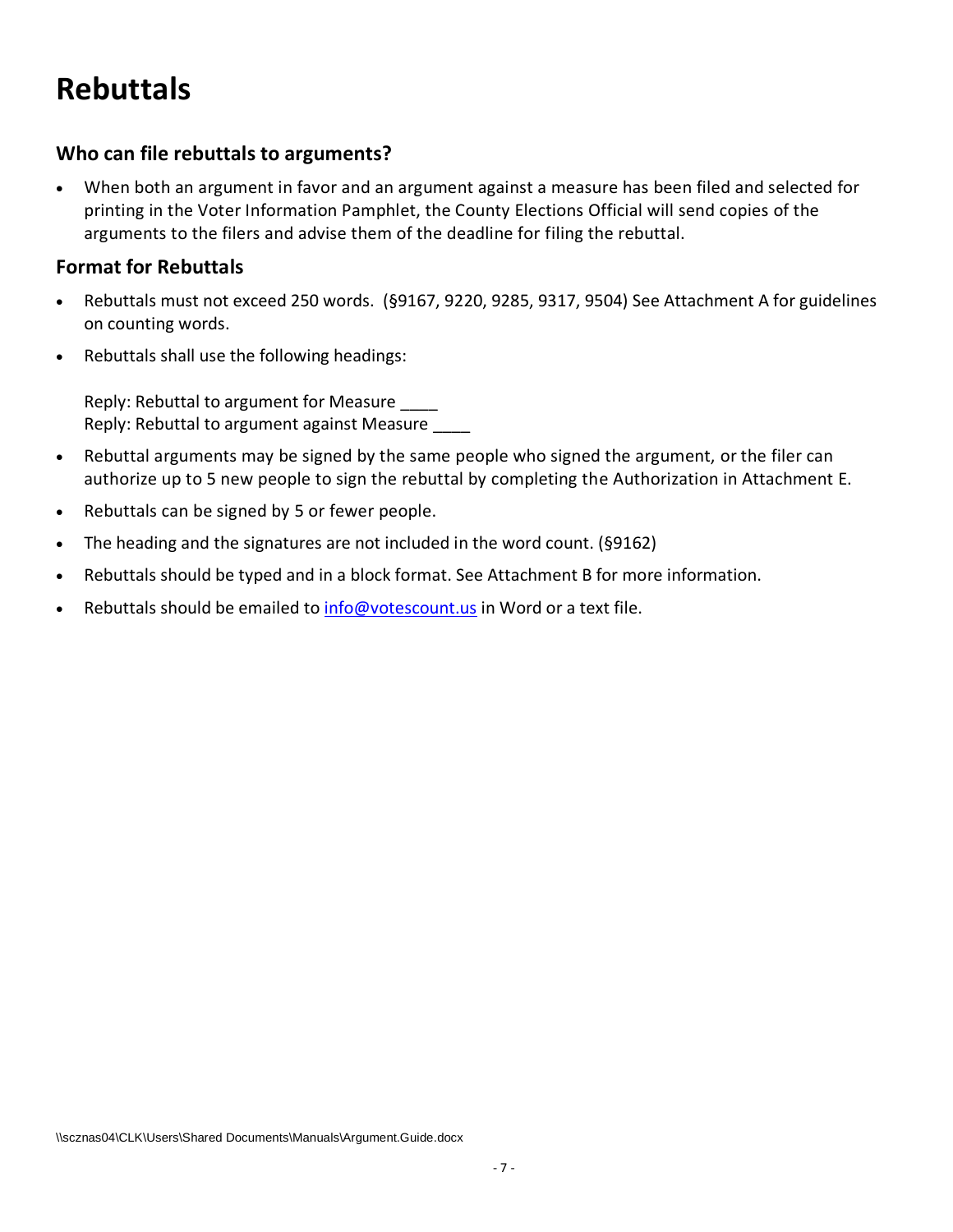# Rebuttals

## Who can file rebuttals to arguments?

- When both an argument in favor and an argument against a measure has been filed and selected for printing in the Voter Information Pamphlet, the County Elections Official will send copies of the arguments to the filers and advise them of the deadline for filing the rebuttal.

## Format for Rebuttals

- Rebuttals must not exceed 250 words. (§9167, 9220, 9285, 9317, 9504) See Attachment A for guidelines on counting words.
- Rebuttals shall use the following headings:

  Reply: Rebuttal to argument for Measure ____
  Reply: Rebuttal to argument against Measure ____

- Rebuttal arguments may be signed by the same people who signed the argument, or the filer can authorize up to 5 new people to sign the rebuttal by completing the Authorization in Attachment E.
- Rebuttals can be signed by 5 or fewer people.
- The heading and the signatures are not included in the word count. (§9162)
- Rebuttals should be typed and in a block format. See Attachment B for more information.
- Rebuttals should be emailed to [info@votescount.us](mailto:info@votescount.us) in Word or a text file.

\\scznas04\CLK\Users\Shared Documents\Manuals\Argument.Guide.docx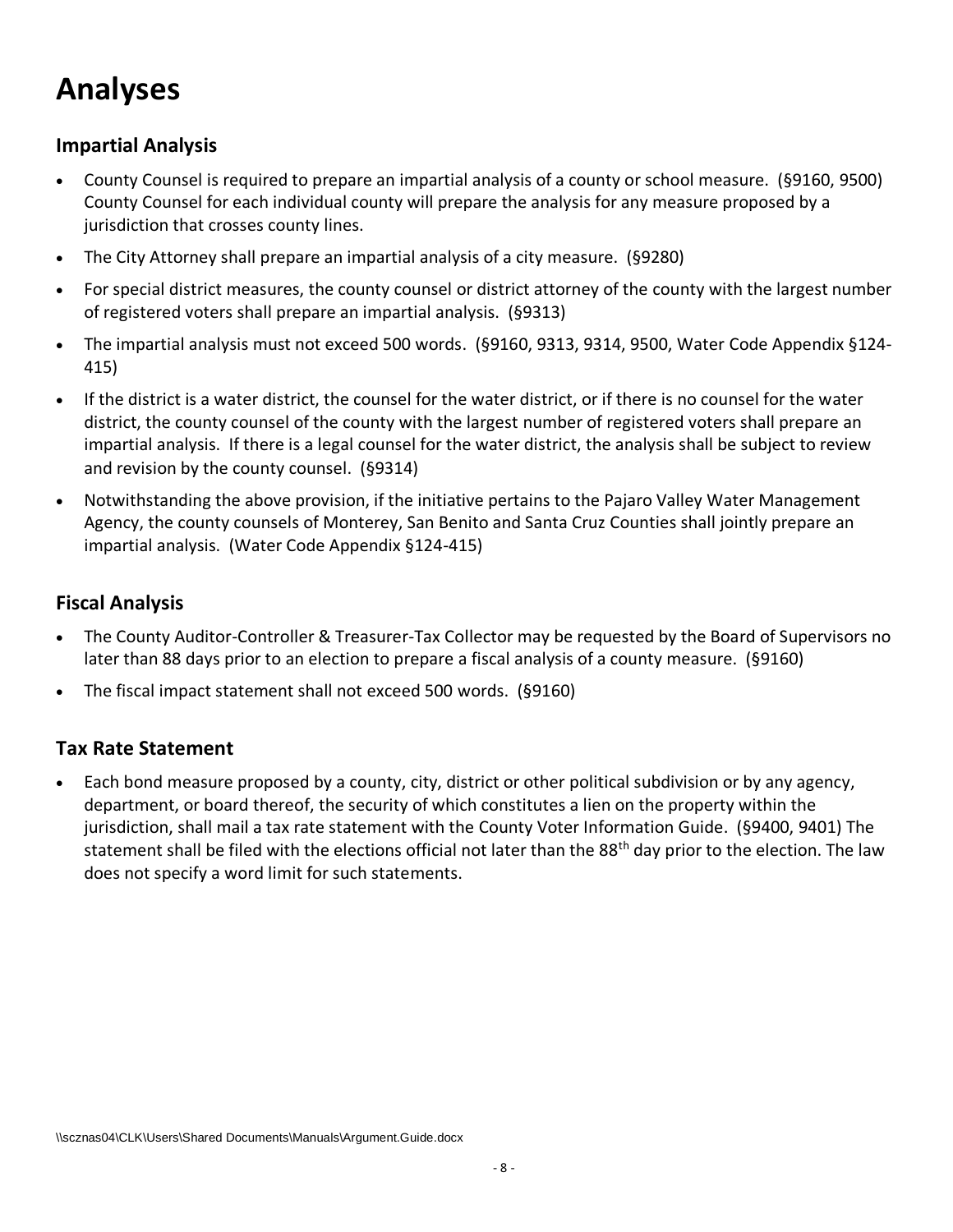# Analyses

## Impartial Analysis

- County Counsel is required to prepare an impartial analysis of a county or school measure. (§9160, 9500) County Counsel for each individual county will prepare the analysis for any measure proposed by a jurisdiction that crosses county lines.
- The City Attorney shall prepare an impartial analysis of a city measure. (§9280)
- For special district measures, the county counsel or district attorney of the county with the largest number of registered voters shall prepare an impartial analysis. (§9313)
- The impartial analysis must not exceed 500 words. (§9160, 9313, 9314, 9500, Water Code Appendix §124-415)
- If the district is a water district, the counsel for the water district, or if there is no counsel for the water district, the county counsel of the county with the largest number of registered voters shall prepare an impartial analysis. If there is a legal counsel for the water district, the analysis shall be subject to review and revision by the county counsel. (§9314)
- Notwithstanding the above provision, if the initiative pertains to the Pajaro Valley Water Management Agency, the county counsels of Monterey, San Benito and Santa Cruz Counties shall jointly prepare an impartial analysis. (Water Code Appendix §124-415)

## Fiscal Analysis

- The County Auditor-Controller & Treasurer-Tax Collector may be requested by the Board of Supervisors no later than 88 days prior to an election to prepare a fiscal analysis of a county measure. (§9160)
- The fiscal impact statement shall not exceed 500 words. (§9160)

## Tax Rate Statement

- Each bond measure proposed by a county, city, district or other political subdivision or by any agency, department, or board thereof, the security of which constitutes a lien on the property within the jurisdiction, shall mail a tax rate statement with the County Voter Information Guide. (§9400, 9401) The statement shall be filed with the elections official not later than the 88th day prior to the election. The law does not specify a word limit for such statements.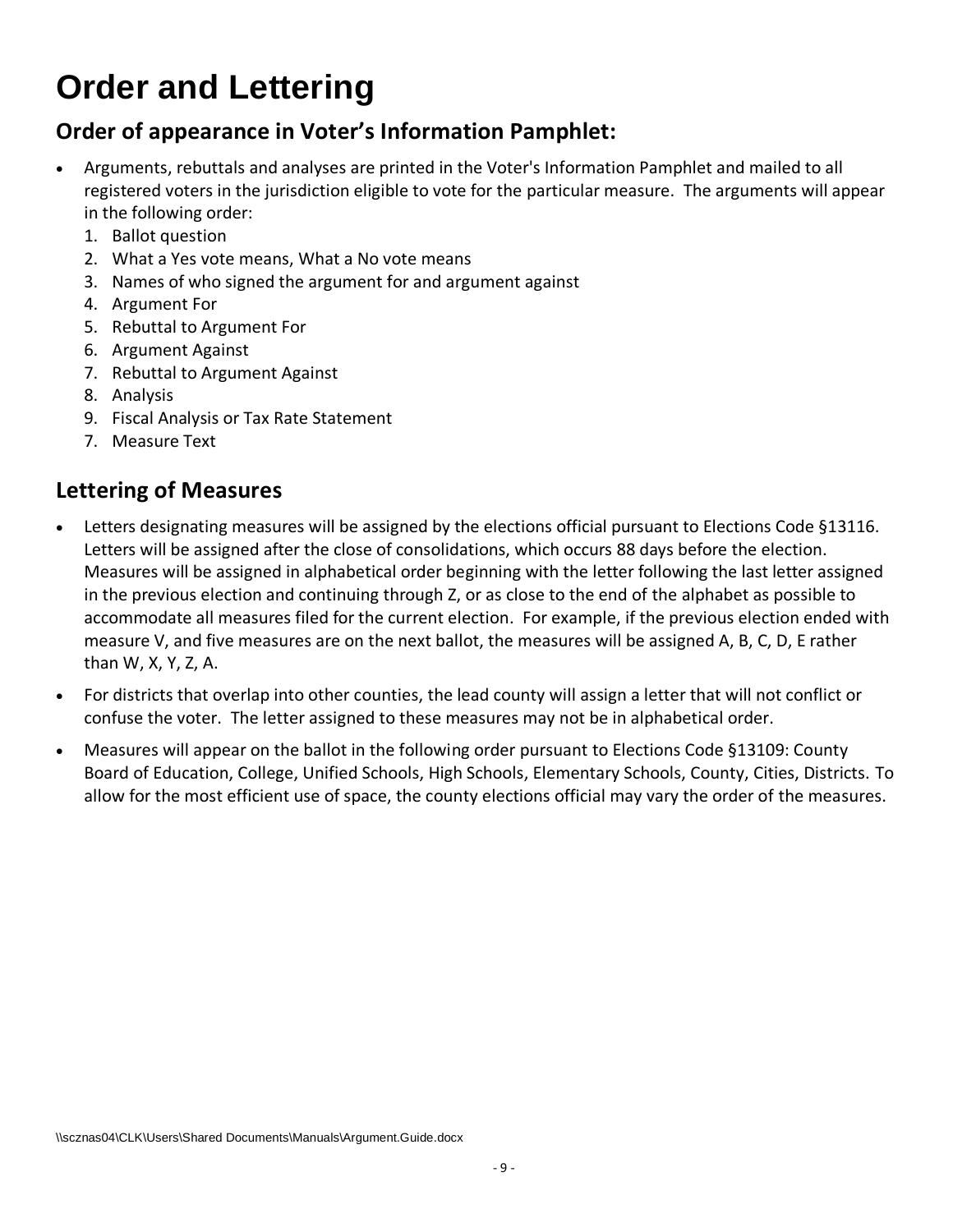# Order and Lettering

## Order of appearance in Voter's Information Pamphlet:

- Arguments, rebuttals and analyses are printed in the Voter's Information Pamphlet and mailed to all registered voters in the jurisdiction eligible to vote for the particular measure. The arguments will appear in the following order:
  1. Ballot question
  2. What a Yes vote means, What a No vote means
  3. Names of who signed the argument for and argument against
  4. Argument For
  5. Rebuttal to Argument For
  6. Argument Against
  7. Rebuttal to Argument Against
  8. Analysis
  9. Fiscal Analysis or Tax Rate Statement
  7. Measure Text

## Lettering of Measures

- Letters designating measures will be assigned by the elections official pursuant to Elections Code §13116. Letters will be assigned after the close of consolidations, which occurs 88 days before the election. Measures will be assigned in alphabetical order beginning with the letter following the last letter assigned in the previous election and continuing through Z, or as close to the end of the alphabet as possible to accommodate all measures filed for the current election. For example, if the previous election ended with measure V, and five measures are on the next ballot, the measures will be assigned A, B, C, D, E rather than W, X, Y, Z, A.
- For districts that overlap into other counties, the lead county will assign a letter that will not conflict or confuse the voter. The letter assigned to these measures may not be in alphabetical order.
- Measures will appear on the ballot in the following order pursuant to Elections Code §13109: County Board of Education, College, Unified Schools, High Schools, Elementary Schools, County, Cities, Districts. To allow for the most efficient use of space, the county elections official may vary the order of the measures.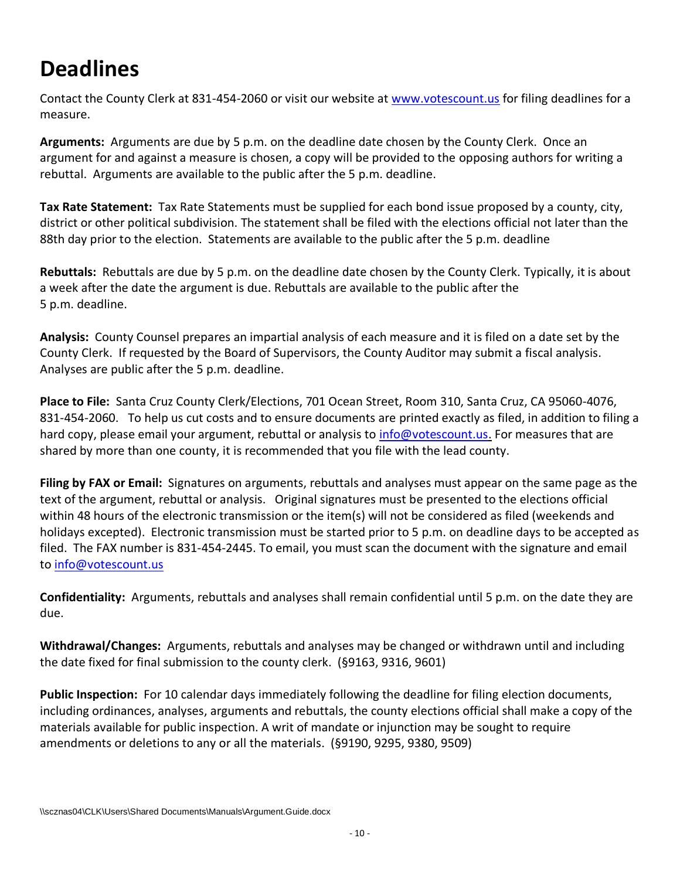# Deadlines

Contact the County Clerk at 831-454-2060 or visit our website at www.votescount.us for filing deadlines for a measure.

**Arguments:** Arguments are due by 5 p.m. on the deadline date chosen by the County Clerk. Once an argument for and against a measure is chosen, a copy will be provided to the opposing authors for writing a rebuttal. Arguments are available to the public after the 5 p.m. deadline.

**Tax Rate Statement:** Tax Rate Statements must be supplied for each bond issue proposed by a county, city, district or other political subdivision. The statement shall be filed with the elections official not later than the 88th day prior to the election. Statements are available to the public after the 5 p.m. deadline

**Rebuttals:** Rebuttals are due by 5 p.m. on the deadline date chosen by the County Clerk. Typically, it is about a week after the date the argument is due. Rebuttals are available to the public after the 5 p.m. deadline.

**Analysis:** County Counsel prepares an impartial analysis of each measure and it is filed on a date set by the County Clerk. If requested by the Board of Supervisors, the County Auditor may submit a fiscal analysis. Analyses are public after the 5 p.m. deadline.

**Place to File:** Santa Cruz County Clerk/Elections, 701 Ocean Street, Room 310, Santa Cruz, CA 95060-4076, 831-454-2060. To help us cut costs and to ensure documents are printed exactly as filed, in addition to filing a hard copy, please email your argument, rebuttal or analysis to info@votescount.us. For measures that are shared by more than one county, it is recommended that you file with the lead county.

**Filing by FAX or Email:** Signatures on arguments, rebuttals and analyses must appear on the same page as the text of the argument, rebuttal or analysis. Original signatures must be presented to the elections official within 48 hours of the electronic transmission or the item(s) will not be considered as filed (weekends and holidays excepted). Electronic transmission must be started prior to 5 p.m. on deadline days to be accepted as filed. The FAX number is 831-454-2445. To email, you must scan the document with the signature and email to info@votescount.us

**Confidentiality:** Arguments, rebuttals and analyses shall remain confidential until 5 p.m. on the date they are due.

**Withdrawal/Changes:** Arguments, rebuttals and analyses may be changed or withdrawn until and including the date fixed for final submission to the county clerk. (§9163, 9316, 9601)

**Public Inspection:** For 10 calendar days immediately following the deadline for filing election documents, including ordinances, analyses, arguments and rebuttals, the county elections official shall make a copy of the materials available for public inspection. A writ of mandate or injunction may be sought to require amendments or deletions to any or all the materials. (§9190, 9295, 9380, 9509)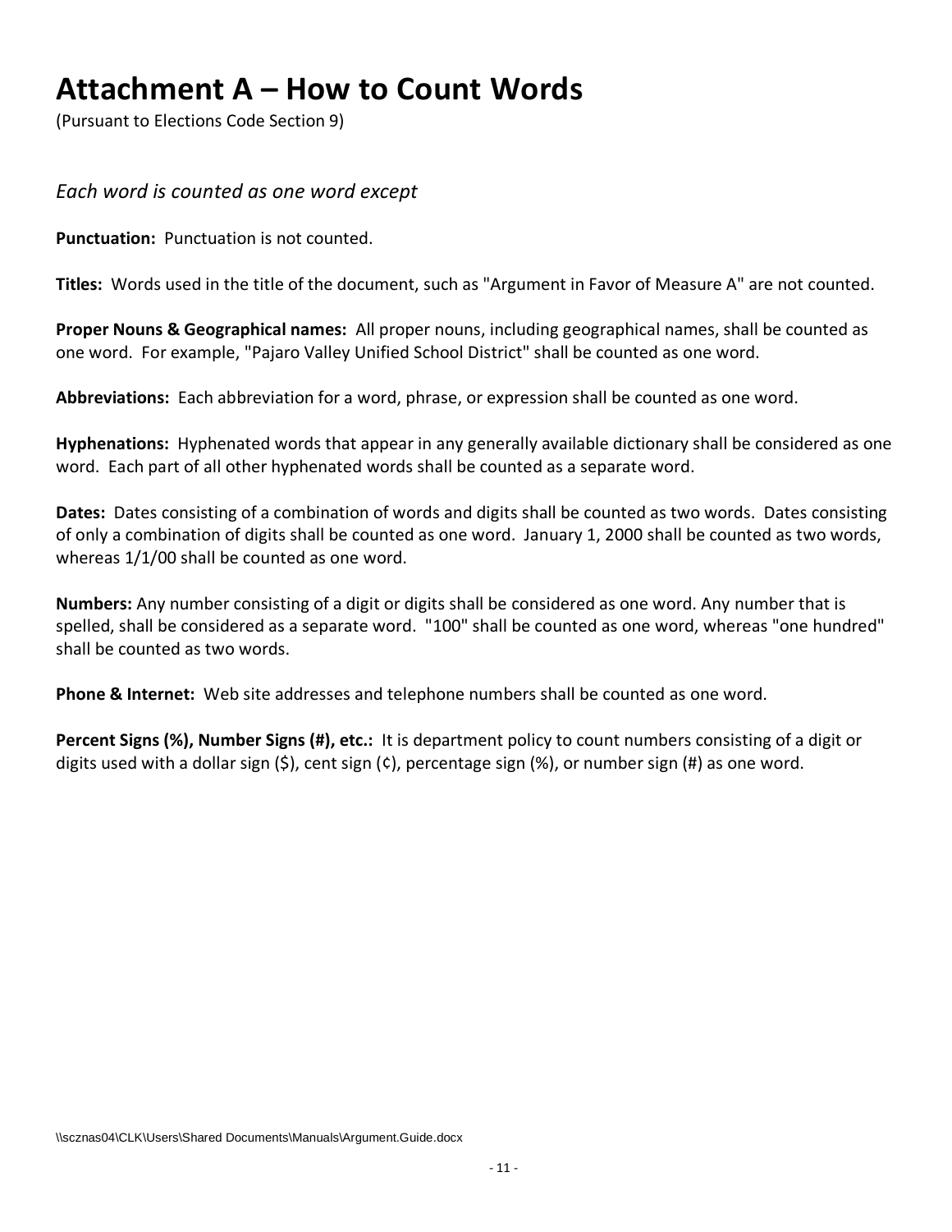# Attachment A – How to Count Words

(Pursuant to Elections Code Section 9)

*Each word is counted as one word except*

**Punctuation:** Punctuation is not counted.

**Titles:** Words used in the title of the document, such as "Argument in Favor of Measure A" are not counted.

**Proper Nouns & Geographical names:** All proper nouns, including geographical names, shall be counted as one word. For example, "Pajaro Valley Unified School District" shall be counted as one word.

**Abbreviations:** Each abbreviation for a word, phrase, or expression shall be counted as one word.

**Hyphenations:** Hyphenated words that appear in any generally available dictionary shall be considered as one word. Each part of all other hyphenated words shall be counted as a separate word.

**Dates:** Dates consisting of a combination of words and digits shall be counted as two words. Dates consisting of only a combination of digits shall be counted as one word. January 1, 2000 shall be counted as two words, whereas 1/1/00 shall be counted as one word.

**Numbers:** Any number consisting of a digit or digits shall be considered as one word. Any number that is spelled, shall be considered as a separate word. "100" shall be counted as one word, whereas "one hundred" shall be counted as two words.

**Phone & Internet:** Web site addresses and telephone numbers shall be counted as one word.

**Percent Signs (%), Number Signs (#), etc.:** It is department policy to count numbers consisting of a digit or digits used with a dollar sign ($), cent sign (¢), percentage sign (%), or number sign (#) as one word.

\\scznas04\CLK\Users\Shared Documents\Manuals\Argument.Guide.docx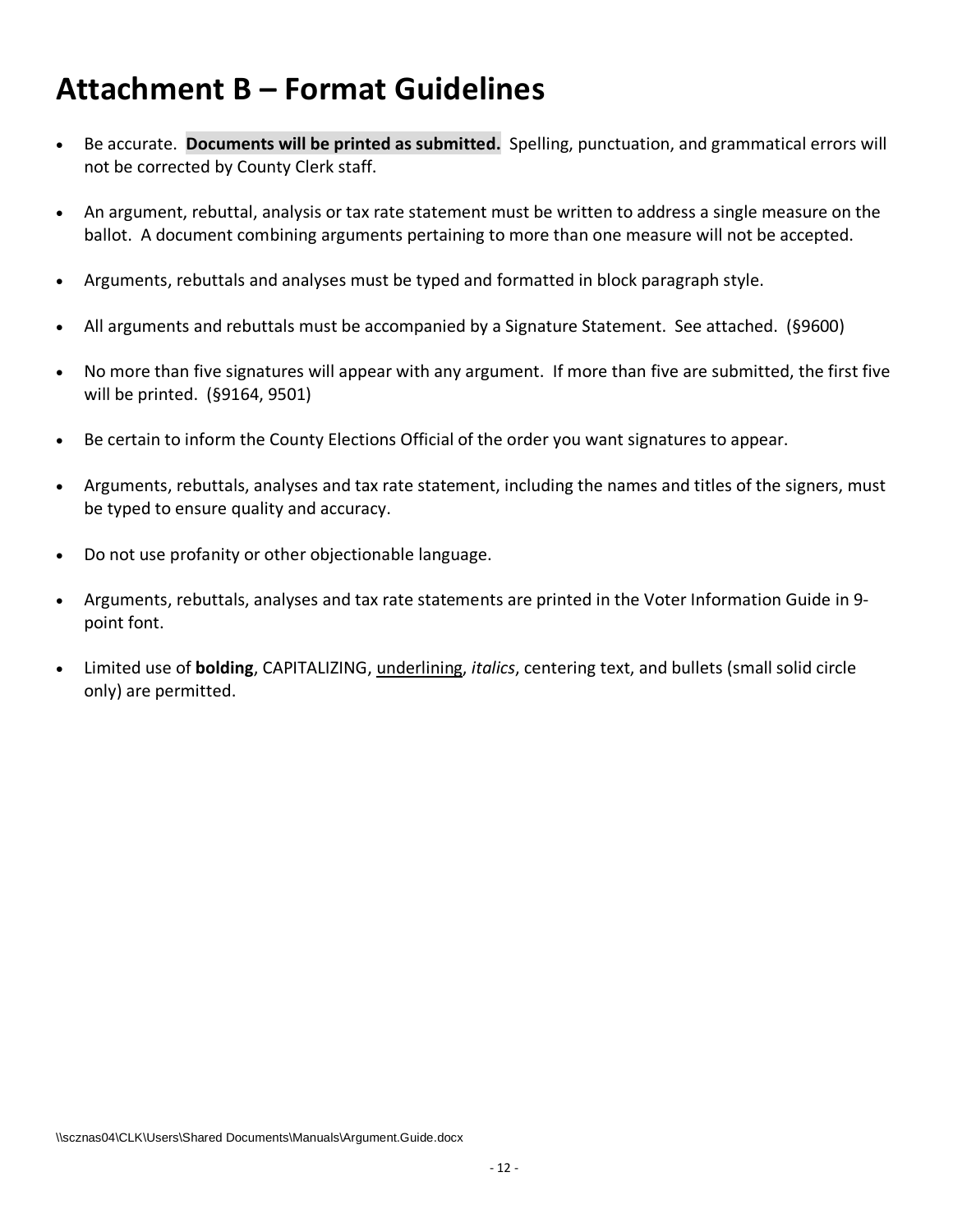# Attachment B – Format Guidelines

- Be accurate. **Documents will be printed as submitted.** Spelling, punctuation, and grammatical errors will not be corrected by County Clerk staff.
- An argument, rebuttal, analysis or tax rate statement must be written to address a single measure on the ballot. A document combining arguments pertaining to more than one measure will not be accepted.
- Arguments, rebuttals and analyses must be typed and formatted in block paragraph style.
- All arguments and rebuttals must be accompanied by a Signature Statement. See attached. (§9600)
- No more than five signatures will appear with any argument. If more than five are submitted, the first five will be printed. (§9164, 9501)
- Be certain to inform the County Elections Official of the order you want signatures to appear.
- Arguments, rebuttals, analyses and tax rate statement, including the names and titles of the signers, must be typed to ensure quality and accuracy.
- Do not use profanity or other objectionable language.
- Arguments, rebuttals, analyses and tax rate statements are printed in the Voter Information Guide in 9-point font.
- Limited use of **bolding**, CAPITALIZING, <u>underlining</u>, *italics*, centering text, and bullets (small solid circle only) are permitted.

\\scznas04\CLK\Users\Shared Documents\Manuals\Argument.Guide.docx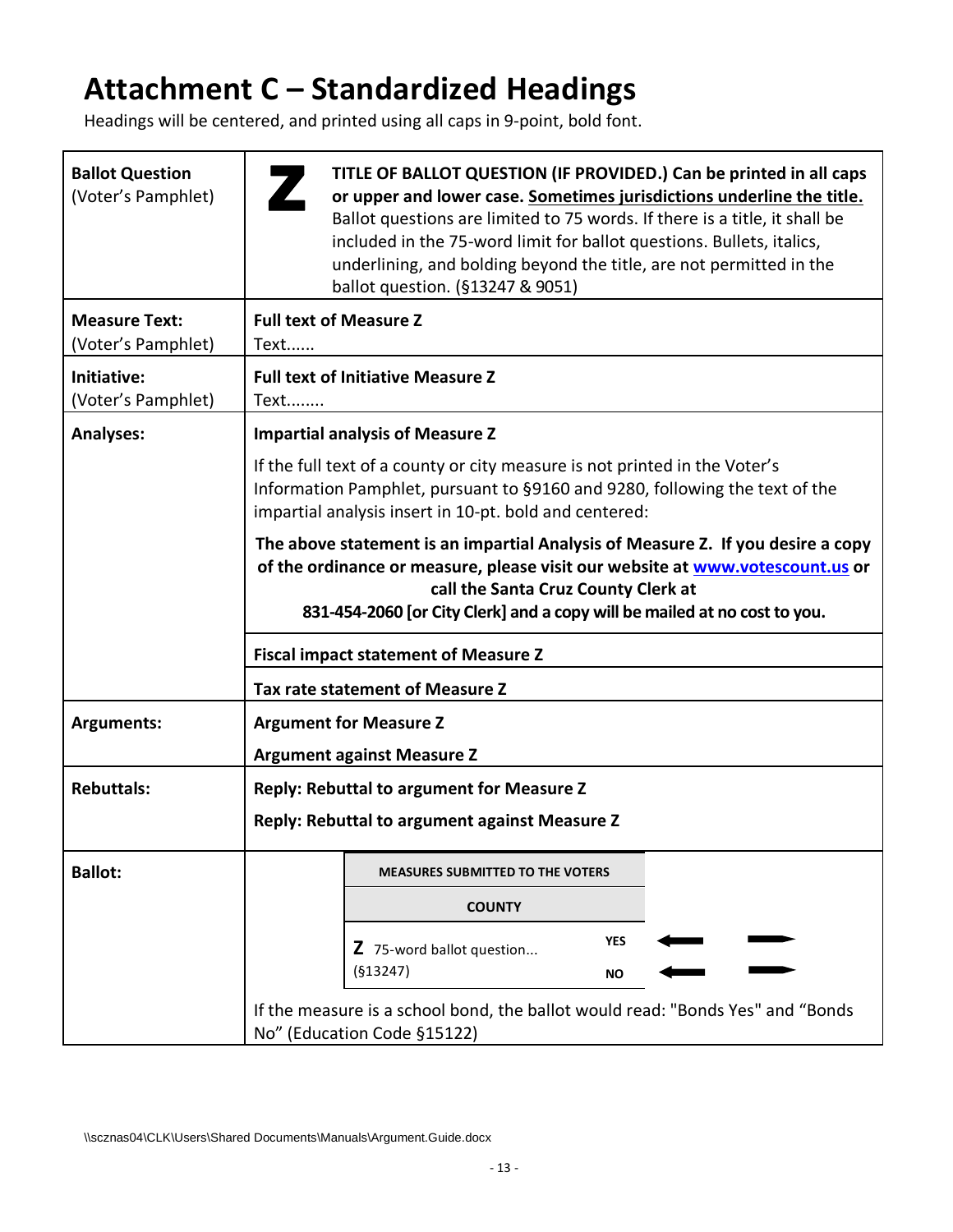# Attachment C – Standardized Headings

Headings will be centered, and printed using all caps in 9-point, bold font.

| | |
|---|---|
| **Ballot Question** (Voter's Pamphlet) | **Z** **TITLE OF BALLOT QUESTION (IF PROVIDED.) Can be printed in all caps or upper and lower case. <u>Sometimes jurisdictions underline the title.</u>** Ballot questions are limited to 75 words. If there is a title, it shall be included in the 75-word limit for ballot questions. Bullets, italics, underlining, and bolding beyond the title, are not permitted in the ballot question. (§13247 & 9051) |
| **Measure Text:** (Voter's Pamphlet) | **Full text of Measure Z**<br>Text...... |
| **Initiative:** (Voter's Pamphlet) | **Full text of Initiative Measure Z**<br>Text........ |
| **Analyses:** | **Impartial analysis of Measure Z**<br>If the full text of a county or city measure is not printed in the Voter's Information Pamphlet, pursuant to §9160 and 9280, following the text of the impartial analysis insert in 10-pt. bold and centered:<br>**The above statement is an impartial Analysis of Measure Z. If you desire a copy of the ordinance or measure, please visit our website at www.votescount.us or call the Santa Cruz County Clerk at 831-454-2060 [or City Clerk] and a copy will be mailed at no cost to you.** |
| | **Fiscal impact statement of Measure Z** |
| | **Tax rate statement of Measure Z** |
| **Arguments:** | **Argument for Measure Z**<br>**Argument against Measure Z** |
| **Rebuttals:** | **Reply: Rebuttal to argument for Measure Z**<br>**Reply: Rebuttal to argument against Measure Z** |
| **Ballot:** | **MEASURES SUBMITTED TO THE VOTERS**<br>**COUNTY**<br>**Z** 75-word ballot question... (§13247) — **YES** / **NO**<br>If the measure is a school bond, the ballot would read: "Bonds Yes" and "Bonds No" (Education Code §15122) |

\\scznas04\CLK\Users\Shared Documents\Manuals\Argument.Guide.docx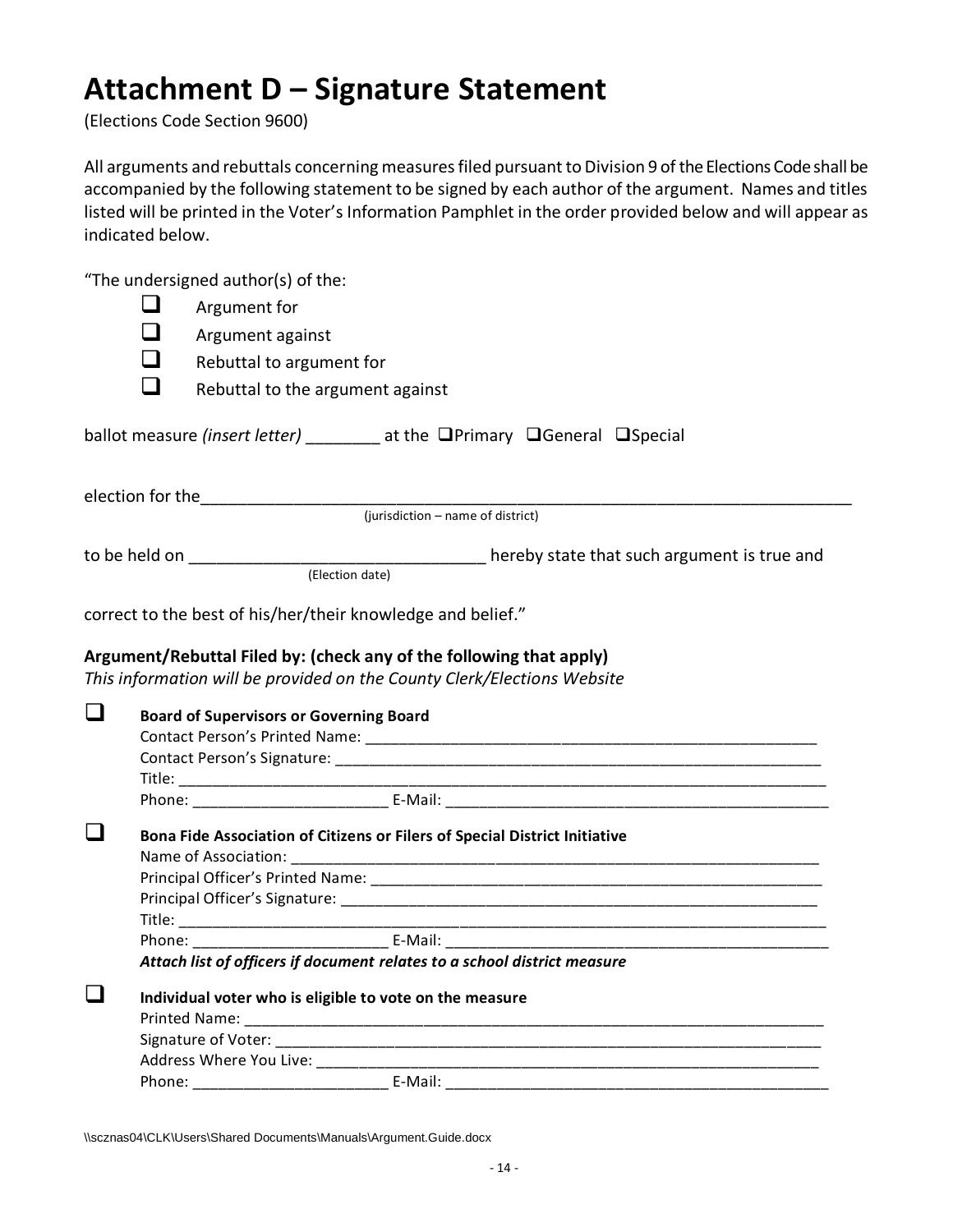# Attachment D – Signature Statement

(Elections Code Section 9600)

All arguments and rebuttals concerning measures filed pursuant to Division 9 of the Elections Code shall be accompanied by the following statement to be signed by each author of the argument. Names and titles listed will be printed in the Voter's Information Pamphlet in the order provided below and will appear as indicated below.

"The undersigned author(s) of the:

- ☐ Argument for
- ☐ Argument against
- ☐ Rebuttal to argument for
- ☐ Rebuttal to the argument against

ballot measure *(insert letter)* ________ at the ☐Primary ☐General ☐Special

election for the_________________________________________________________________________
(jurisdiction – name of district)

to be held on _______________________________ hereby state that such argument is true and
(Election date)

correct to the best of his/her/their knowledge and belief."

**Argument/Rebuttal Filed by: (check any of the following that apply)**
*This information will be provided on the County Clerk/Elections Website*

☐ **Board of Supervisors or Governing Board**
Contact Person's Printed Name: _____________________________________________________
Contact Person's Signature: _________________________________________________________
Title: ___________________________________________________________________________
Phone: _______________________ E-Mail: ____________________________________________

☐ **Bona Fide Association of Citizens or Filers of Special District Initiative**
Name of Association: _____________________________________________________________
Principal Officer's Printed Name: ____________________________________________________
Principal Officer's Signature: _______________________________________________________
Title: ___________________________________________________________________________
Phone: _______________________ E-Mail: ____________________________________________
***Attach list of officers if document relates to a school district measure***

☐ **Individual voter who is eligible to vote on the measure**
Printed Name: ___________________________________________________________________
Signature of Voter: _______________________________________________________________
Address Where You Live: ___________________________________________________________
Phone: _______________________ E-Mail: ____________________________________________

\\scznas04\CLK\Users\Shared Documents\Manuals\Argument.Guide.docx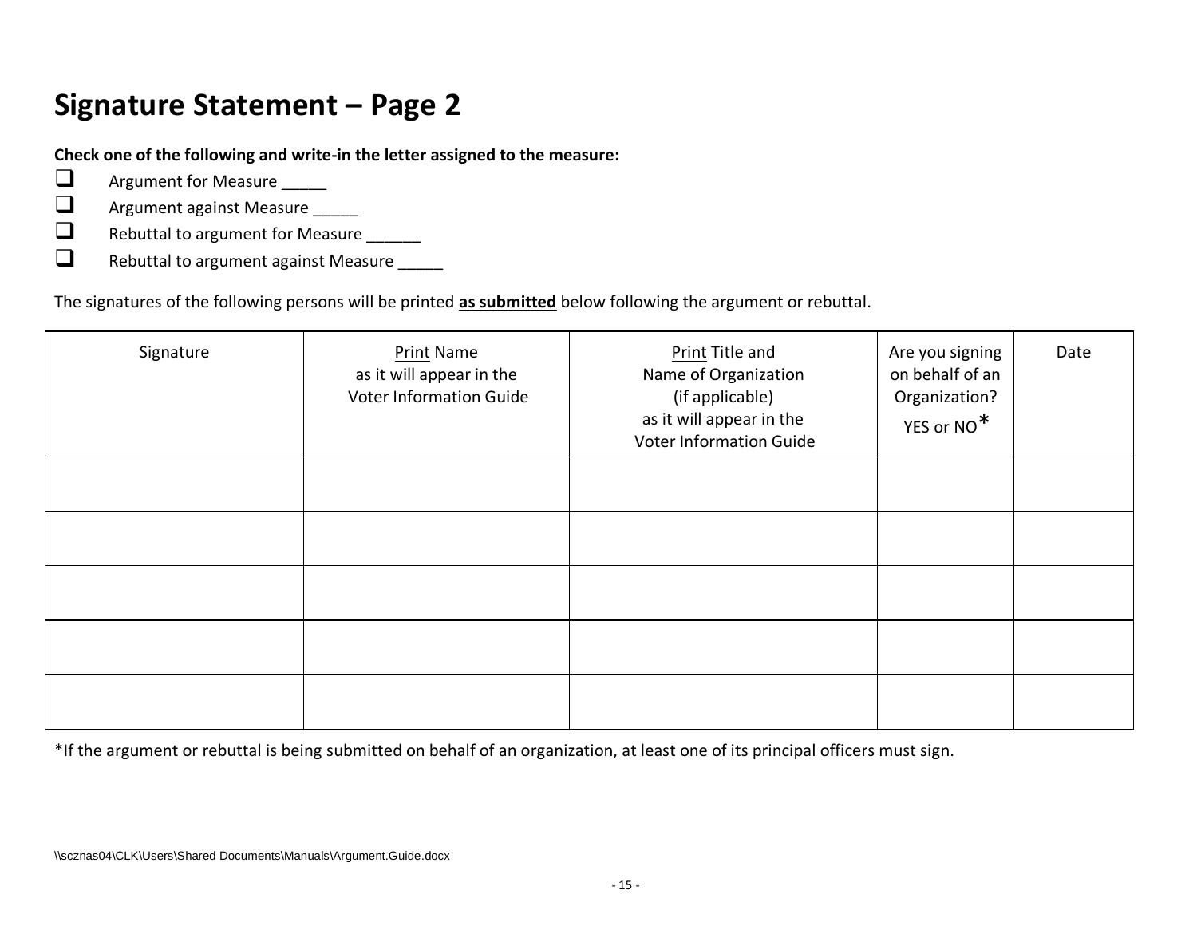# Signature Statement – Page 2

**Check one of the following and write-in the letter assigned to the measure:**

- ☐ Argument for Measure _____
- ☐ Argument against Measure _____
- ☐ Rebuttal to argument for Measure ______
- ☐ Rebuttal to argument against Measure _____

The signatures of the following persons will be printed **as submitted** below following the argument or rebuttal.

| Signature | Print Name as it will appear in the Voter Information Guide | Print Title and Name of Organization (if applicable) as it will appear in the Voter Information Guide | Are you signing on behalf of an Organization? YES or NO* | Date |
|---|---|---|---|---|
| | | | | |
| | | | | |
| | | | | |
| | | | | |
| | | | | |

*If the argument or rebuttal is being submitted on behalf of an organization, at least one of its principal officers must sign.

\\scznas04\CLK\Users\Shared Documents\Manuals\Argument.Guide.docx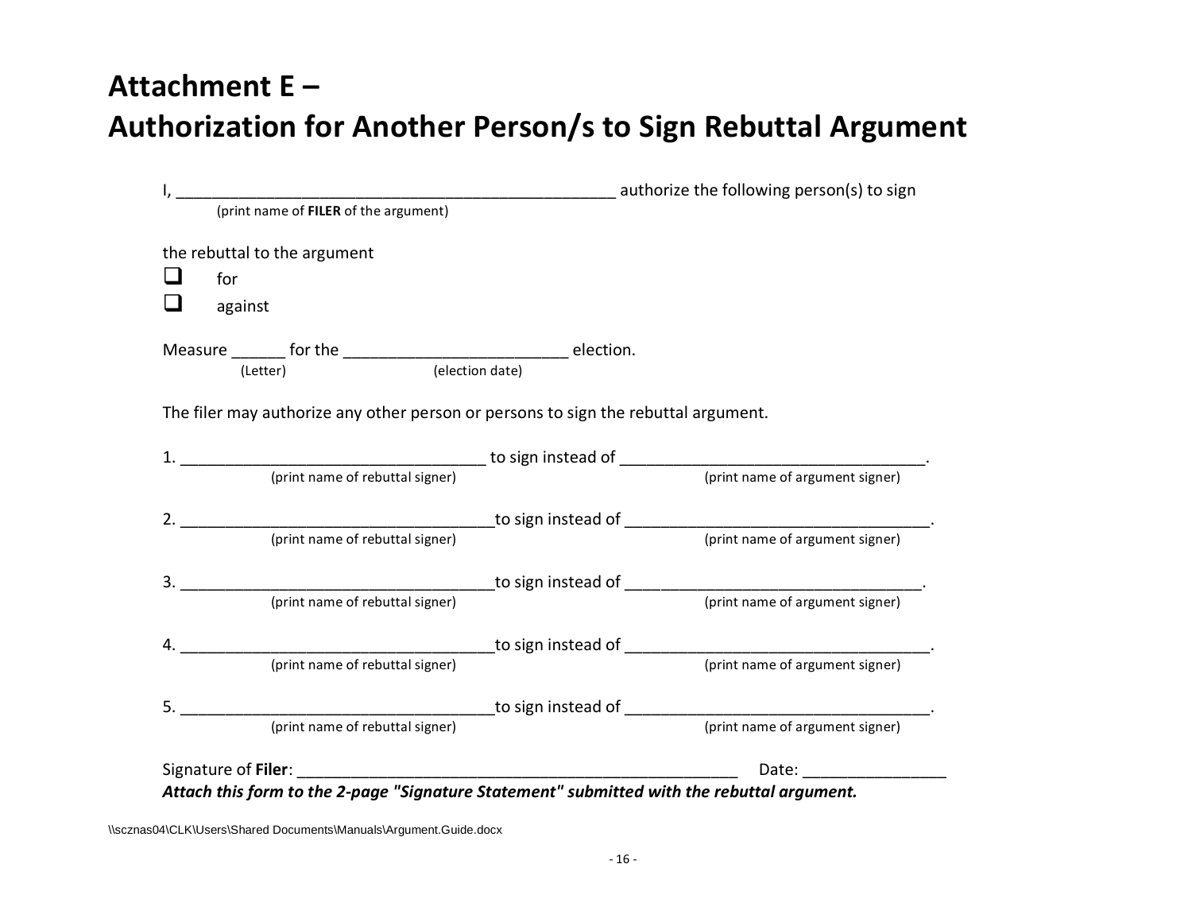# Attachment E – Authorization for Another Person/s to Sign Rebuttal Argument

I, ______________________________________________ authorize the following person(s) to sign
(print name of **FILER** of the argument)

the rebuttal to the argument

- ☐ for
- ☐ against

Measure ______ for the ________________________ election.
(Letter) (election date)

The filer may authorize any other person or persons to sign the rebuttal argument.

1. _________________________________ to sign instead of _________________________________.
(print name of rebuttal signer) (print name of argument signer)

2. _________________________________to sign instead of _________________________________.
(print name of rebuttal signer) (print name of argument signer)

3. _________________________________to sign instead of _________________________________.
(print name of rebuttal signer) (print name of argument signer)

4. _________________________________to sign instead of _________________________________.
(print name of rebuttal signer) (print name of argument signer)

5. _________________________________to sign instead of _________________________________.
(print name of rebuttal signer) (print name of argument signer)

Signature of **Filer**: _______________________________________________ Date: _______________

***Attach this form to the 2-page "Signature Statement" submitted with the rebuttal argument.***

\\scznas04\CLK\Users\Shared Documents\Manuals\Argument.Guide.docx